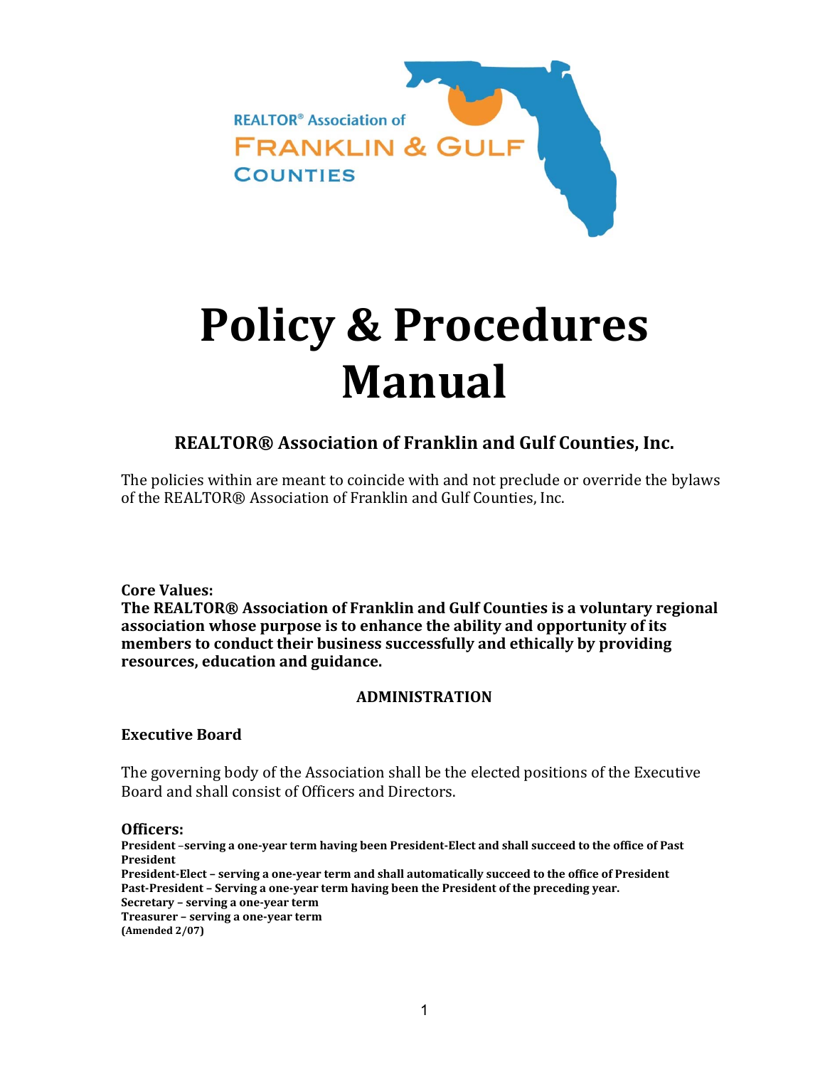REALTOR® Association of
FRANKLIN & GULF
COUNTIES

# Policy & Procedures Manual

### REALTOR® Association of Franklin and Gulf Counties, Inc.

The policies within are meant to coincide with and not preclude or override the bylaws of the REALTOR® Association of Franklin and Gulf Counties, Inc.

**Core Values:**
**The REALTOR® Association of Franklin and Gulf Counties is a voluntary regional association whose purpose is to enhance the ability and opportunity of its members to conduct their business successfully and ethically by providing resources, education and guidance.**

## ADMINISTRATION

### Executive Board

The governing body of the Association shall be the elected positions of the Executive Board and shall consist of Officers and Directors.

**Officers:**
**President –serving a one-year term having been President-Elect and shall succeed to the office of Past President**
**President-Elect – serving a one-year term and shall automatically succeed to the office of President**
**Past-President – Serving a one-year term having been the President of the preceding year.**
**Secretary – serving a one-year term**
**Treasurer – serving a one-year term**
**(Amended 2/07)**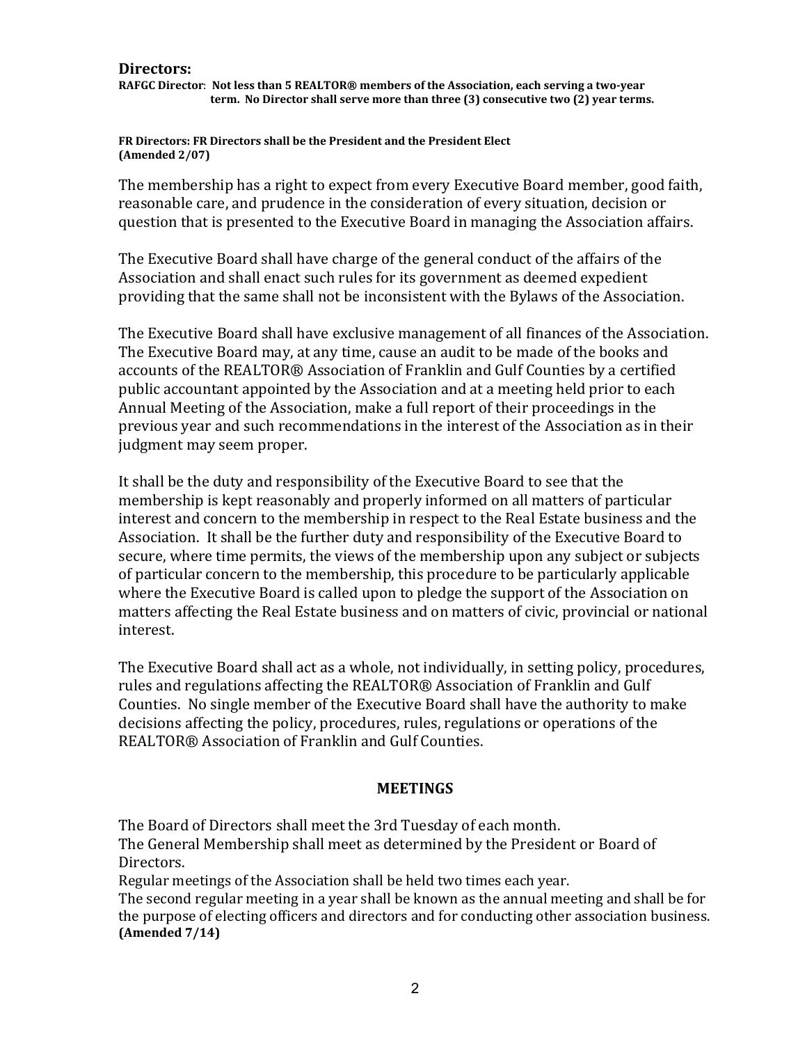### Directors:

**RAFGC Director**: **Not less than 5 REALTOR® members of the Association, each serving a two-year term. No Director shall serve more than three (3) consecutive two (2) year terms.**

**FR Directors: FR Directors shall be the President and the President Elect (Amended 2/07)**

The membership has a right to expect from every Executive Board member, good faith, reasonable care, and prudence in the consideration of every situation, decision or question that is presented to the Executive Board in managing the Association affairs.

The Executive Board shall have charge of the general conduct of the affairs of the Association and shall enact such rules for its government as deemed expedient providing that the same shall not be inconsistent with the Bylaws of the Association.

The Executive Board shall have exclusive management of all finances of the Association. The Executive Board may, at any time, cause an audit to be made of the books and accounts of the REALTOR® Association of Franklin and Gulf Counties by a certified public accountant appointed by the Association and at a meeting held prior to each Annual Meeting of the Association, make a full report of their proceedings in the previous year and such recommendations in the interest of the Association as in their judgment may seem proper.

It shall be the duty and responsibility of the Executive Board to see that the membership is kept reasonably and properly informed on all matters of particular interest and concern to the membership in respect to the Real Estate business and the Association. It shall be the further duty and responsibility of the Executive Board to secure, where time permits, the views of the membership upon any subject or subjects of particular concern to the membership, this procedure to be particularly applicable where the Executive Board is called upon to pledge the support of the Association on matters affecting the Real Estate business and on matters of civic, provincial or national interest.

The Executive Board shall act as a whole, not individually, in setting policy, procedures, rules and regulations affecting the REALTOR® Association of Franklin and Gulf Counties. No single member of the Executive Board shall have the authority to make decisions affecting the policy, procedures, rules, regulations or operations of the REALTOR® Association of Franklin and Gulf Counties.

## MEETINGS

The Board of Directors shall meet the 3rd Tuesday of each month.
The General Membership shall meet as determined by the President or Board of Directors.
Regular meetings of the Association shall be held two times each year.
The second regular meeting in a year shall be known as the annual meeting and shall be for the purpose of electing officers and directors and for conducting other association business.
**(Amended 7/14)**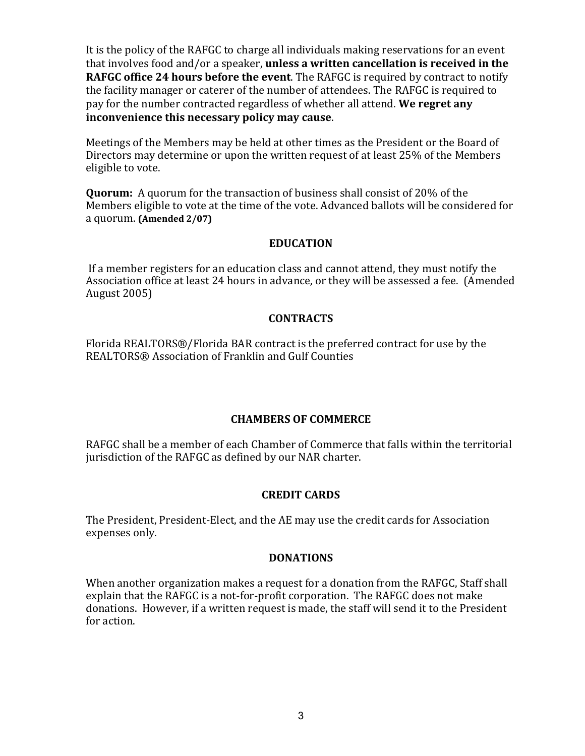It is the policy of the RAFGC to charge all individuals making reservations for an event that involves food and/or a speaker, **unless a written cancellation is received in the RAFGC office 24 hours before the event**. The RAFGC is required by contract to notify the facility manager or caterer of the number of attendees. The RAFGC is required to pay for the number contracted regardless of whether all attend. **We regret any inconvenience this necessary policy may cause**.

Meetings of the Members may be held at other times as the President or the Board of Directors may determine or upon the written request of at least 25% of the Members eligible to vote.

**Quorum:** A quorum for the transaction of business shall consist of 20% of the Members eligible to vote at the time of the vote. Advanced ballots will be considered for a quorum. **(Amended 2/07)**

## EDUCATION

If a member registers for an education class and cannot attend, they must notify the Association office at least 24 hours in advance, or they will be assessed a fee. (Amended August 2005)

## CONTRACTS

Florida REALTORS®/Florida BAR contract is the preferred contract for use by the REALTORS® Association of Franklin and Gulf Counties

## CHAMBERS OF COMMERCE

RAFGC shall be a member of each Chamber of Commerce that falls within the territorial jurisdiction of the RAFGC as defined by our NAR charter.

## CREDIT CARDS

The President, President-Elect, and the AE may use the credit cards for Association expenses only.

## DONATIONS

When another organization makes a request for a donation from the RAFGC, Staff shall explain that the RAFGC is a not-for-profit corporation. The RAFGC does not make donations. However, if a written request is made, the staff will send it to the President for action.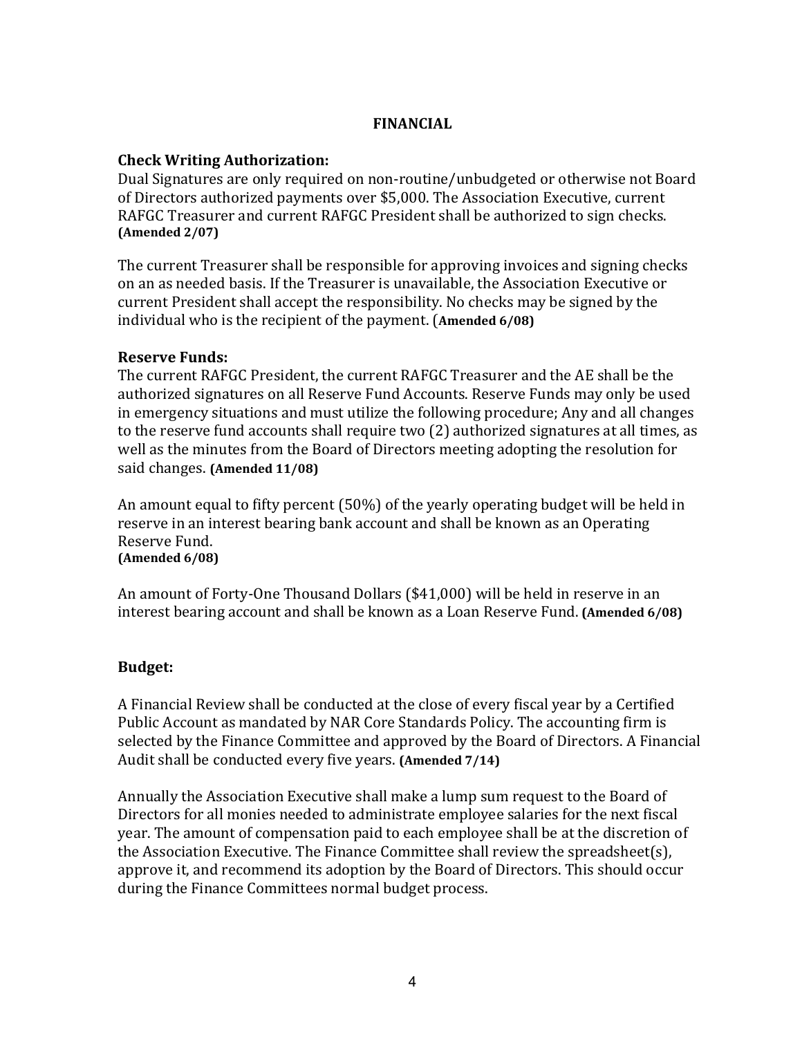# FINANCIAL

## Check Writing Authorization:

Dual Signatures are only required on non-routine/unbudgeted or otherwise not Board of Directors authorized payments over $5,000. The Association Executive, current RAFGC Treasurer and current RAFGC President shall be authorized to sign checks. **(Amended 2/07)**

The current Treasurer shall be responsible for approving invoices and signing checks on an as needed basis. If the Treasurer is unavailable, the Association Executive or current President shall accept the responsibility. No checks may be signed by the individual who is the recipient of the payment. (**Amended 6/08)**

## Reserve Funds:

The current RAFGC President, the current RAFGC Treasurer and the AE shall be the authorized signatures on all Reserve Fund Accounts. Reserve Funds may only be used in emergency situations and must utilize the following procedure; Any and all changes to the reserve fund accounts shall require two (2) authorized signatures at all times, as well as the minutes from the Board of Directors meeting adopting the resolution for said changes. **(Amended 11/08)**

An amount equal to fifty percent (50%) of the yearly operating budget will be held in reserve in an interest bearing bank account and shall be known as an Operating Reserve Fund.
**(Amended 6/08)**

An amount of Forty-One Thousand Dollars ($41,000) will be held in reserve in an interest bearing account and shall be known as a Loan Reserve Fund. **(Amended 6/08)**

## Budget:

A Financial Review shall be conducted at the close of every fiscal year by a Certified Public Account as mandated by NAR Core Standards Policy. The accounting firm is selected by the Finance Committee and approved by the Board of Directors. A Financial Audit shall be conducted every five years. **(Amended 7/14)**

Annually the Association Executive shall make a lump sum request to the Board of Directors for all monies needed to administrate employee salaries for the next fiscal year. The amount of compensation paid to each employee shall be at the discretion of the Association Executive. The Finance Committee shall review the spreadsheet(s), approve it, and recommend its adoption by the Board of Directors. This should occur during the Finance Committees normal budget process.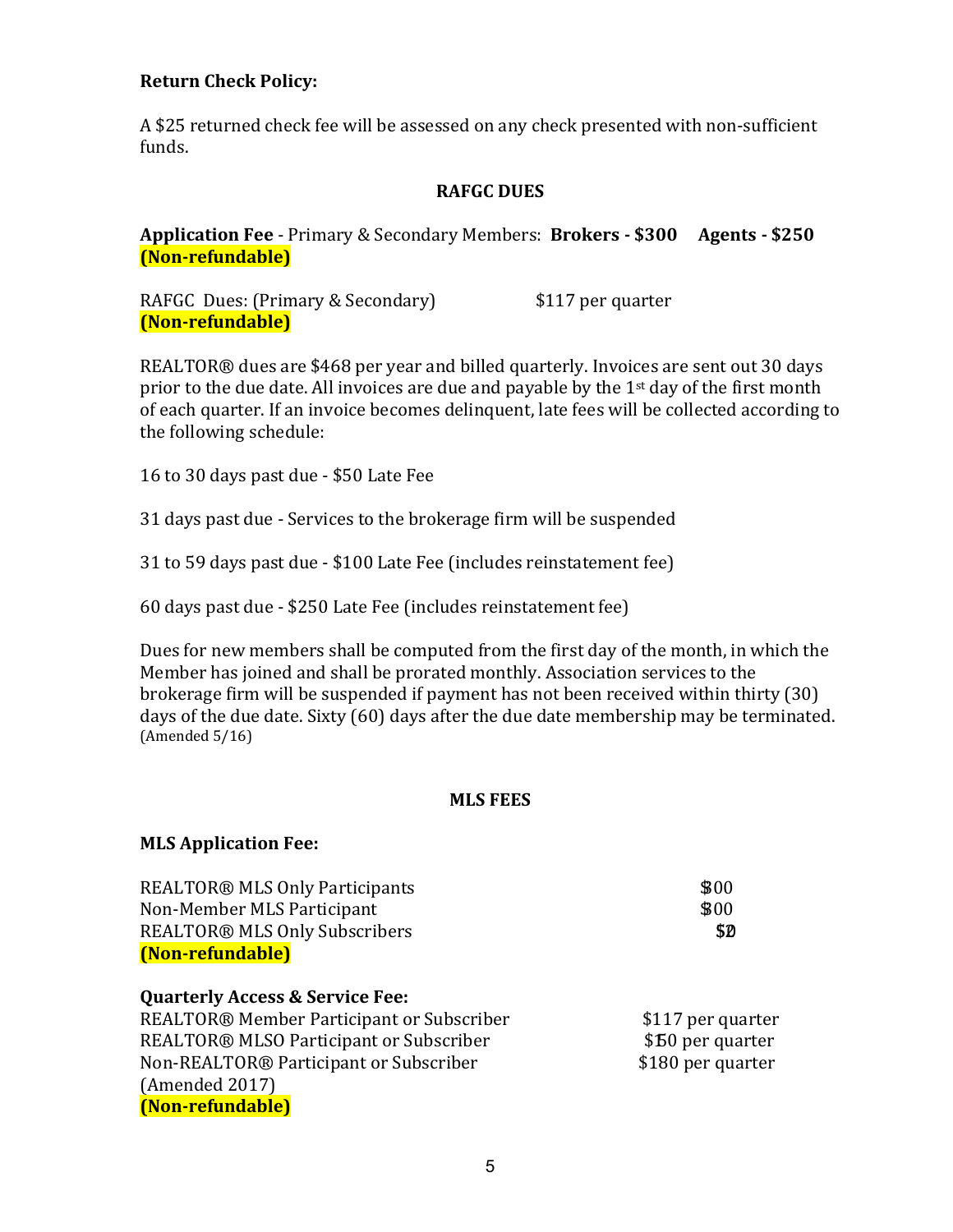**Return Check Policy:**

A $25 returned check fee will be assessed on any check presented with non-sufficient funds.

**RAFGC DUES**

**Application Fee** - Primary & Secondary Members: **Brokers - $300 Agents - $250**
**(Non-refundable)**

| | |
|---|---|
| RAFGC Dues: (Primary & Secondary) | $117 per quarter |

**(Non-refundable)**

REALTOR® dues are $468 per year and billed quarterly. Invoices are sent out 30 days prior to the due date. All invoices are due and payable by the 1st day of the first month of each quarter. If an invoice becomes delinquent, late fees will be collected according to the following schedule:

16 to 30 days past due - $50 Late Fee

31 days past due - Services to the brokerage firm will be suspended

31 to 59 days past due - $100 Late Fee (includes reinstatement fee)

60 days past due - $250 Late Fee (includes reinstatement fee)

Dues for new members shall be computed from the first day of the month, in which the Member has joined and shall be prorated monthly. Association services to the brokerage firm will be suspended if payment has not been received within thirty (30) days of the due date. Sixty (60) days after the due date membership may be terminated.
(Amended 5/16)

**MLS FEES**

**MLS Application Fee:**

| | |
|---|---|
| REALTOR® MLS Only Participants | $300 |
| Non-Member MLS Participant | $300 |
| REALTOR® MLS Only Subscribers | $20 |

**(Non-refundable)**

**Quarterly Access & Service Fee:**

| | |
|---|---|
| REALTOR® Member Participant or Subscriber | $117 per quarter |
| REALTOR® MLSO Participant or Subscriber | $150 per quarter |
| Non-REALTOR® Participant or Subscriber | $180 per quarter |

(Amended 2017)
**(Non-refundable)**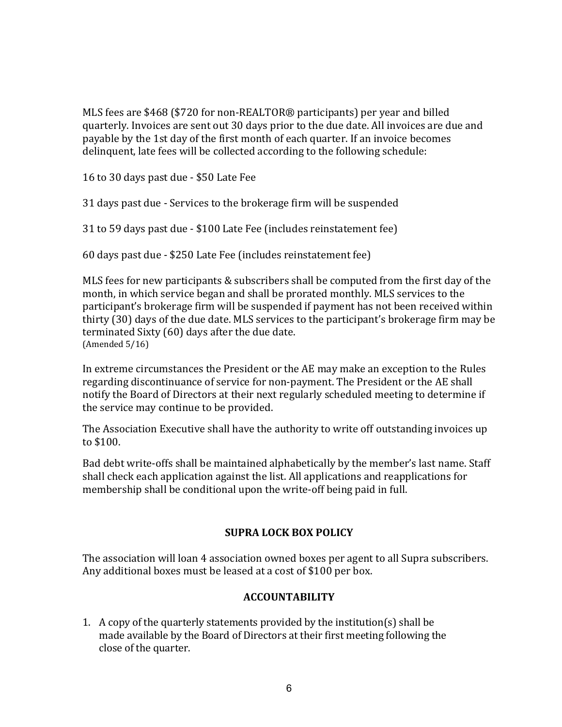MLS fees are $468 ($720 for non-REALTOR® participants) per year and billed quarterly. Invoices are sent out 30 days prior to the due date. All invoices are due and payable by the 1st day of the first month of each quarter. If an invoice becomes delinquent, late fees will be collected according to the following schedule:

16 to 30 days past due - $50 Late Fee

31 days past due - Services to the brokerage firm will be suspended

31 to 59 days past due - $100 Late Fee (includes reinstatement fee)

60 days past due - $250 Late Fee (includes reinstatement fee)

MLS fees for new participants & subscribers shall be computed from the first day of the month, in which service began and shall be prorated monthly. MLS services to the participant's brokerage firm will be suspended if payment has not been received within thirty (30) days of the due date. MLS services to the participant's brokerage firm may be terminated Sixty (60) days after the due date.
(Amended 5/16)

In extreme circumstances the President or the AE may make an exception to the Rules regarding discontinuance of service for non-payment. The President or the AE shall notify the Board of Directors at their next regularly scheduled meeting to determine if the service may continue to be provided.

The Association Executive shall have the authority to write off outstanding invoices up to $100.

Bad debt write-offs shall be maintained alphabetically by the member's last name. Staff shall check each application against the list. All applications and reapplications for membership shall be conditional upon the write-off being paid in full.

## SUPRA LOCK BOX POLICY

The association will loan 4 association owned boxes per agent to all Supra subscribers. Any additional boxes must be leased at a cost of $100 per box.

## ACCOUNTABILITY

1. A copy of the quarterly statements provided by the institution(s) shall be made available by the Board of Directors at their first meeting following the close of the quarter.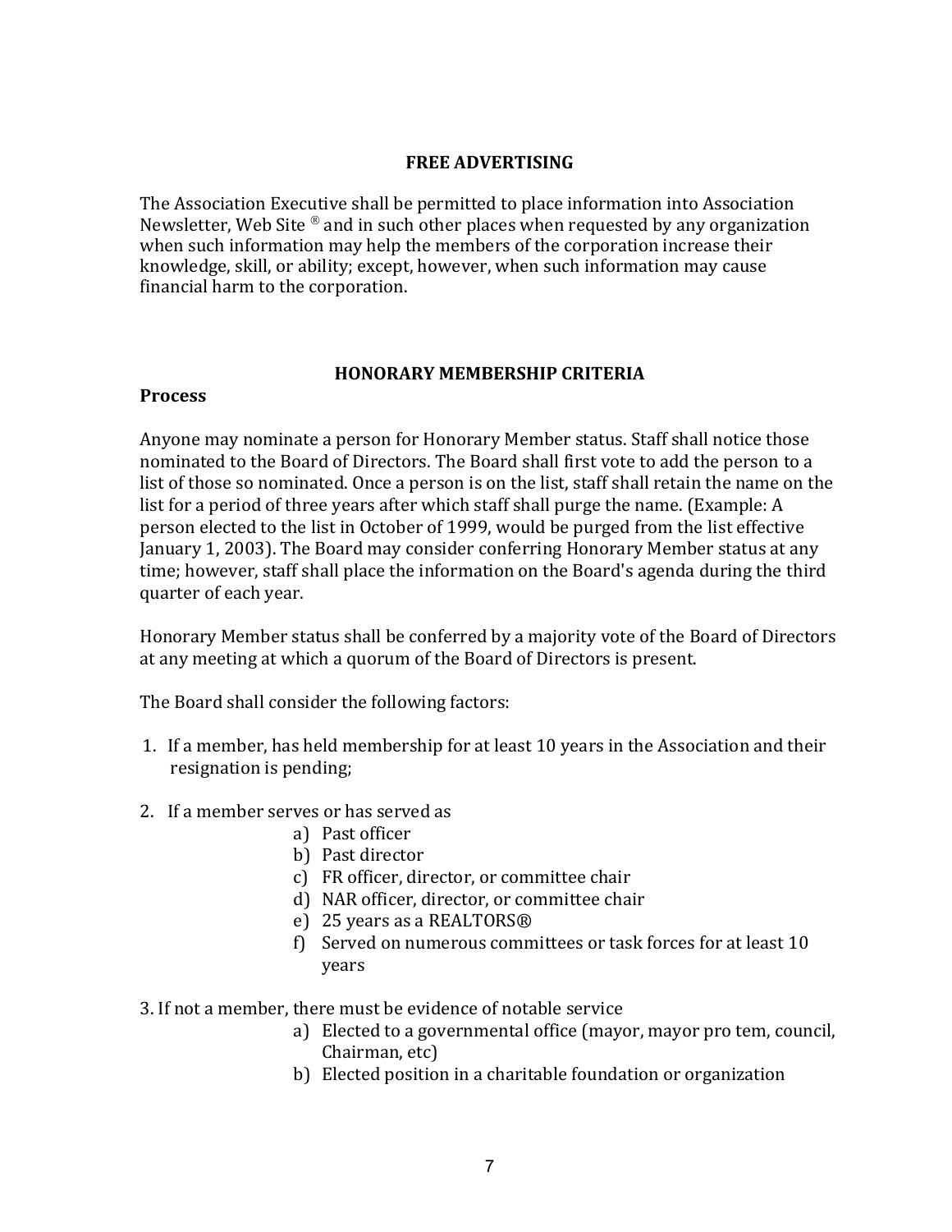## FREE ADVERTISING

The Association Executive shall be permitted to place information into Association Newsletter, Web Site ® and in such other places when requested by any organization when such information may help the members of the corporation increase their knowledge, skill, or ability; except, however, when such information may cause financial harm to the corporation.

## HONORARY MEMBERSHIP CRITERIA

### Process

Anyone may nominate a person for Honorary Member status. Staff shall notice those nominated to the Board of Directors. The Board shall first vote to add the person to a list of those so nominated. Once a person is on the list, staff shall retain the name on the list for a period of three years after which staff shall purge the name. (Example: A person elected to the list in October of 1999, would be purged from the list effective January 1, 2003). The Board may consider conferring Honorary Member status at any time; however, staff shall place the information on the Board's agenda during the third quarter of each year.

Honorary Member status shall be conferred by a majority vote of the Board of Directors at any meeting at which a quorum of the Board of Directors is present.

The Board shall consider the following factors:

1. If a member, has held membership for at least 10 years in the Association and their resignation is pending;

2. If a member serves or has served as
   a) Past officer
   b) Past director
   c) FR officer, director, or committee chair
   d) NAR officer, director, or committee chair
   e) 25 years as a REALTORS®
   f) Served on numerous committees or task forces for at least 10 years

3. If not a member, there must be evidence of notable service
   a) Elected to a governmental office (mayor, mayor pro tem, council, Chairman, etc)
   b) Elected position in a charitable foundation or organization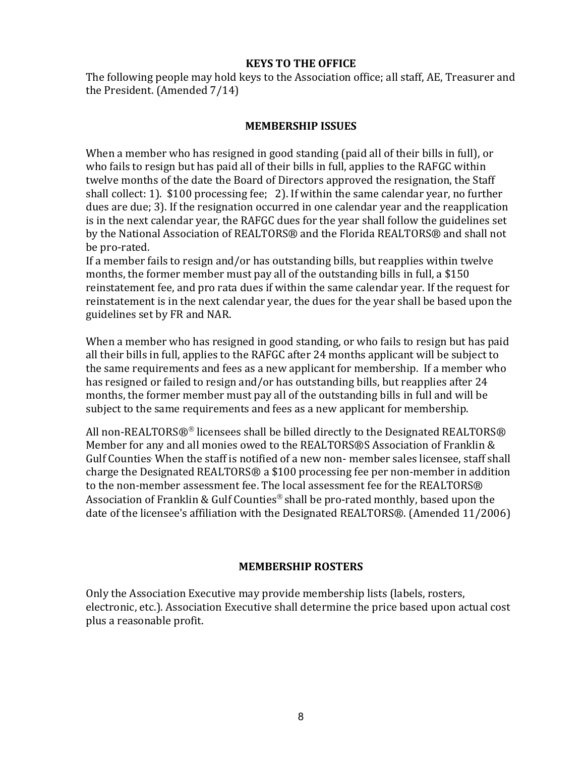## KEYS TO THE OFFICE

The following people may hold keys to the Association office; all staff, AE, Treasurer and the President. (Amended 7/14)

## MEMBERSHIP ISSUES

When a member who has resigned in good standing (paid all of their bills in full), or who fails to resign but has paid all of their bills in full, applies to the RAFGC within twelve months of the date the Board of Directors approved the resignation, the Staff shall collect: 1). $100 processing fee; 2). If within the same calendar year, no further dues are due; 3). If the resignation occurred in one calendar year and the reapplication is in the next calendar year, the RAFGC dues for the year shall follow the guidelines set by the National Association of REALTORS® and the Florida REALTORS® and shall not be pro-rated.

If a member fails to resign and/or has outstanding bills, but reapplies within twelve months, the former member must pay all of the outstanding bills in full, a $150 reinstatement fee, and pro rata dues if within the same calendar year. If the request for reinstatement is in the next calendar year, the dues for the year shall be based upon the guidelines set by FR and NAR.

When a member who has resigned in good standing, or who fails to resign but has paid all their bills in full, applies to the RAFGC after 24 months applicant will be subject to the same requirements and fees as a new applicant for membership. If a member who has resigned or failed to resign and/or has outstanding bills, but reapplies after 24 months, the former member must pay all of the outstanding bills in full and will be subject to the same requirements and fees as a new applicant for membership.

All non-REALTORS®® licensees shall be billed directly to the Designated REALTORS® Member for any and all monies owed to the REALTORS®S Association of Franklin & Gulf Counties. When the staff is notified of a new non- member sales licensee, staff shall charge the Designated REALTORS® a $100 processing fee per non-member in addition to the non-member assessment fee. The local assessment fee for the REALTORS® Association of Franklin & Gulf Counties® shall be pro-rated monthly, based upon the date of the licensee's affiliation with the Designated REALTORS®. (Amended 11/2006)

## MEMBERSHIP ROSTERS

Only the Association Executive may provide membership lists (labels, rosters, electronic, etc.). Association Executive shall determine the price based upon actual cost plus a reasonable profit.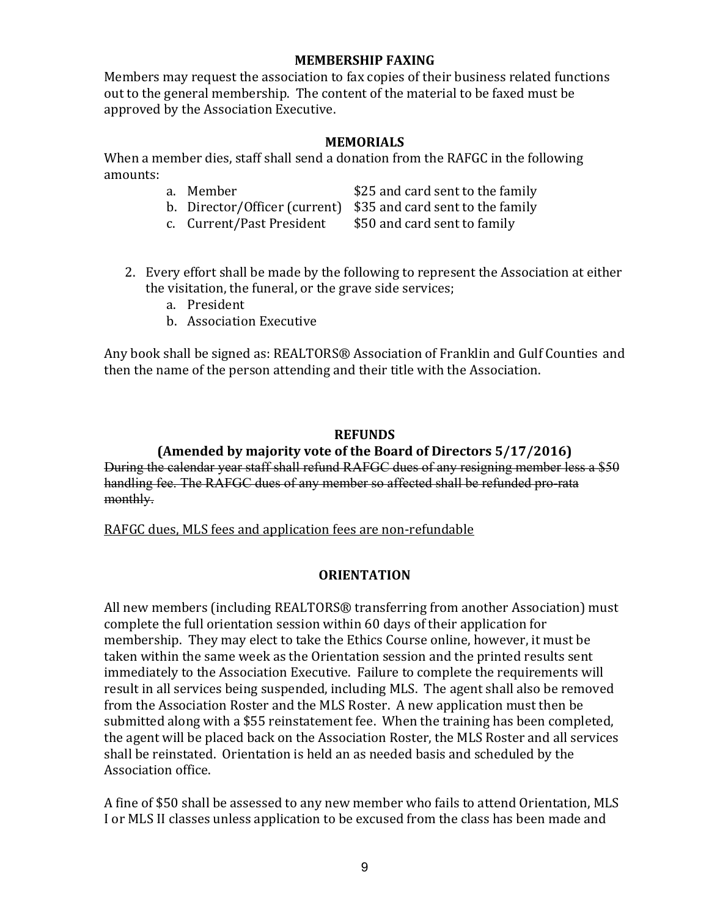## MEMBERSHIP FAXING

Members may request the association to fax copies of their business related functions out to the general membership. The content of the material to be faxed must be approved by the Association Executive.

## MEMORIALS

When a member dies, staff shall send a donation from the RAFGC in the following amounts:

a. Member — $25 and card sent to the family
b. Director/Officer (current) — $35 and card sent to the family
c. Current/Past President — $50 and card sent to family

2. Every effort shall be made by the following to represent the Association at either the visitation, the funeral, or the grave side services;
   a. President
   b. Association Executive

Any book shall be signed as: REALTORS® Association of Franklin and Gulf Counties and then the name of the person attending and their title with the Association.

## REFUNDS

### (Amended by majority vote of the Board of Directors 5/17/2016)

~~During the calendar year staff shall refund RAFGC dues of any resigning member less a $50 handling fee. The RAFGC dues of any member so affected shall be refunded pro-rata monthly.~~

<u>RAFGC dues, MLS fees and application fees are non-refundable</u>

## ORIENTATION

All new members (including REALTORS® transferring from another Association) must complete the full orientation session within 60 days of their application for membership. They may elect to take the Ethics Course online, however, it must be taken within the same week as the Orientation session and the printed results sent immediately to the Association Executive. Failure to complete the requirements will result in all services being suspended, including MLS. The agent shall also be removed from the Association Roster and the MLS Roster. A new application must then be submitted along with a $55 reinstatement fee. When the training has been completed, the agent will be placed back on the Association Roster, the MLS Roster and all services shall be reinstated. Orientation is held an as needed basis and scheduled by the Association office.

A fine of $50 shall be assessed to any new member who fails to attend Orientation, MLS I or MLS II classes unless application to be excused from the class has been made and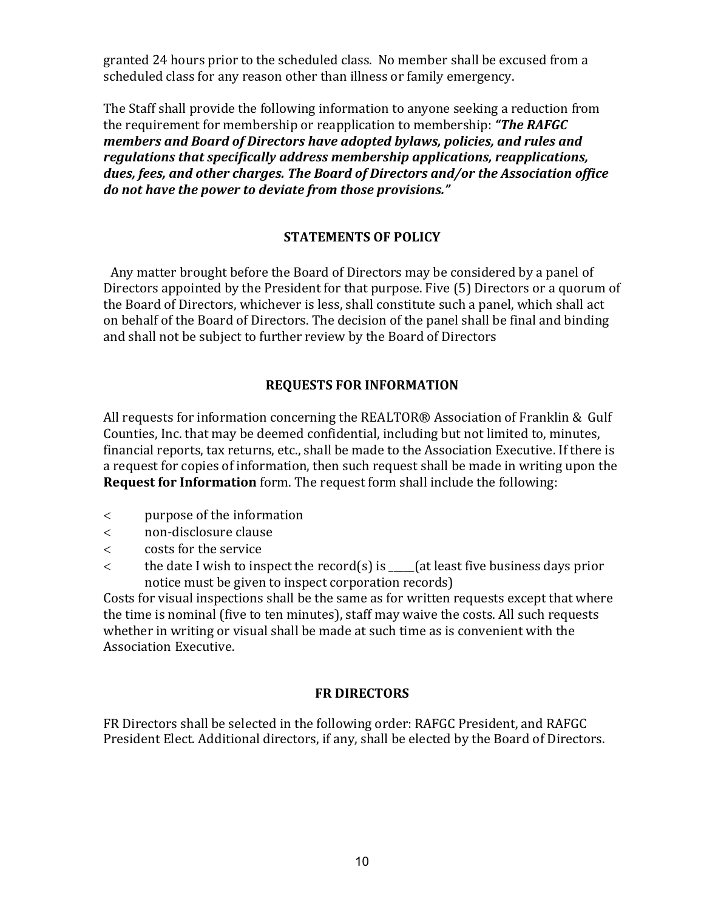granted 24 hours prior to the scheduled class. No member shall be excused from a scheduled class for any reason other than illness or family emergency.

The Staff shall provide the following information to anyone seeking a reduction from the requirement for membership or reapplication to membership: ***"The RAFGC members and Board of Directors have adopted bylaws, policies, and rules and regulations that specifically address membership applications, reapplications, dues, fees, and other charges. The Board of Directors and/or the Association office do not have the power to deviate from those provisions."***

## STATEMENTS OF POLICY

Any matter brought before the Board of Directors may be considered by a panel of Directors appointed by the President for that purpose. Five (5) Directors or a quorum of the Board of Directors, whichever is less, shall constitute such a panel, which shall act on behalf of the Board of Directors. The decision of the panel shall be final and binding and shall not be subject to further review by the Board of Directors

## REQUESTS FOR INFORMATION

All requests for information concerning the REALTOR® Association of Franklin & Gulf Counties, Inc. that may be deemed confidential, including but not limited to, minutes, financial reports, tax returns, etc., shall be made to the Association Executive. If there is a request for copies of information, then such request shall be made in writing upon the **Request for Information** form. The request form shall include the following:

- purpose of the information
- non-disclosure clause
- costs for the service
- the date I wish to inspect the record(s) is _____(at least five business days prior notice must be given to inspect corporation records)

Costs for visual inspections shall be the same as for written requests except that where the time is nominal (five to ten minutes), staff may waive the costs. All such requests whether in writing or visual shall be made at such time as is convenient with the Association Executive.

## FR DIRECTORS

FR Directors shall be selected in the following order: RAFGC President, and RAFGC President Elect. Additional directors, if any, shall be elected by the Board of Directors.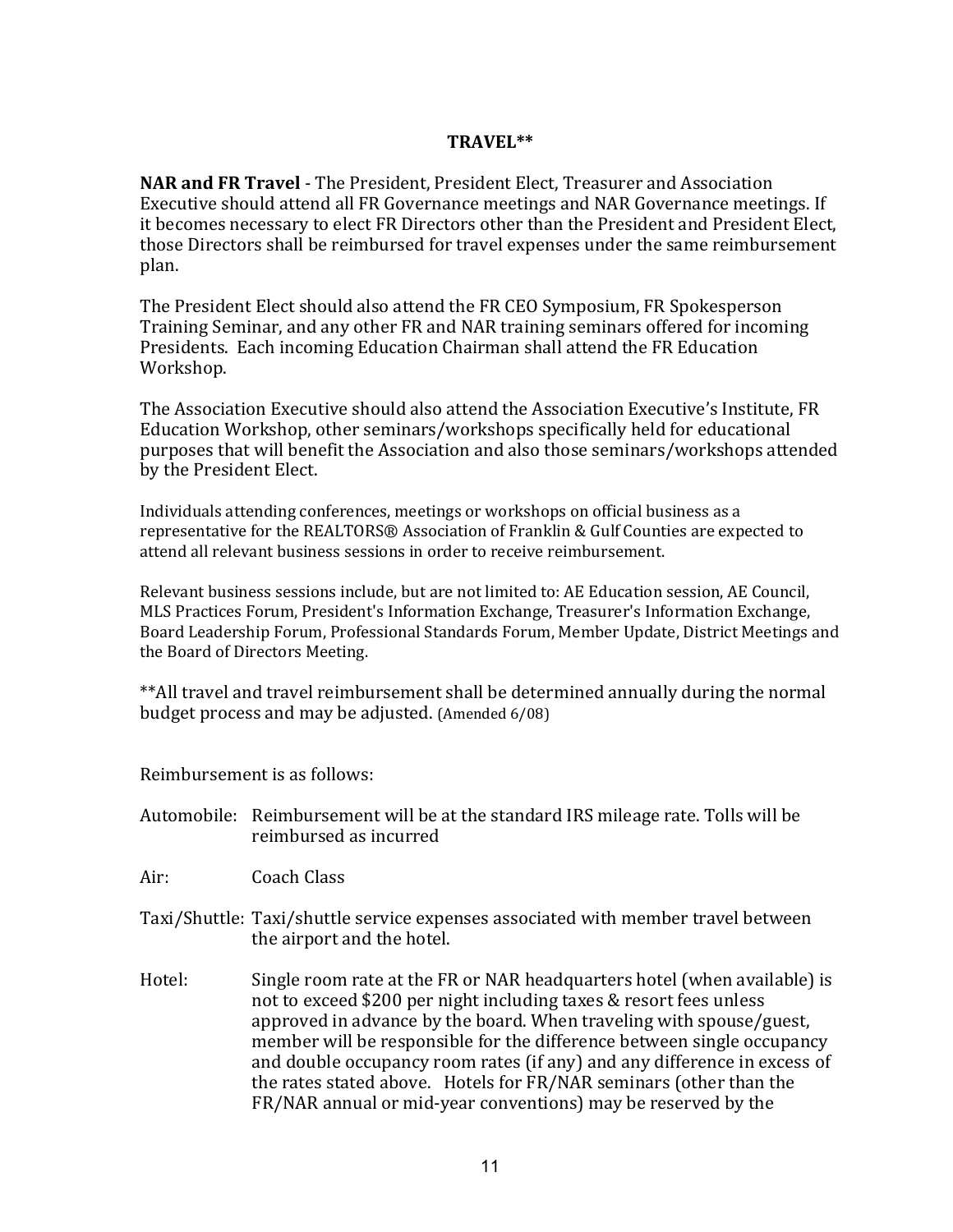## TRAVEL**

**NAR and FR Travel** - The President, President Elect, Treasurer and Association Executive should attend all FR Governance meetings and NAR Governance meetings. If it becomes necessary to elect FR Directors other than the President and President Elect, those Directors shall be reimbursed for travel expenses under the same reimbursement plan.

The President Elect should also attend the FR CEO Symposium, FR Spokesperson Training Seminar, and any other FR and NAR training seminars offered for incoming Presidents. Each incoming Education Chairman shall attend the FR Education Workshop.

The Association Executive should also attend the Association Executive's Institute, FR Education Workshop, other seminars/workshops specifically held for educational purposes that will benefit the Association and also those seminars/workshops attended by the President Elect.

Individuals attending conferences, meetings or workshops on official business as a representative for the REALTORS® Association of Franklin & Gulf Counties are expected to attend all relevant business sessions in order to receive reimbursement.

Relevant business sessions include, but are not limited to: AE Education session, AE Council, MLS Practices Forum, President's Information Exchange, Treasurer's Information Exchange, Board Leadership Forum, Professional Standards Forum, Member Update, District Meetings and the Board of Directors Meeting.

**All travel and travel reimbursement shall be determined annually during the normal budget process and may be adjusted. (Amended 6/08)

Reimbursement is as follows:

Automobile: Reimbursement will be at the standard IRS mileage rate. Tolls will be reimbursed as incurred

Air: Coach Class

Taxi/Shuttle: Taxi/shuttle service expenses associated with member travel between the airport and the hotel.

Hotel: Single room rate at the FR or NAR headquarters hotel (when available) is not to exceed $200 per night including taxes & resort fees unless approved in advance by the board. When traveling with spouse/guest, member will be responsible for the difference between single occupancy and double occupancy room rates (if any) and any difference in excess of the rates stated above. Hotels for FR/NAR seminars (other than the FR/NAR annual or mid-year conventions) may be reserved by the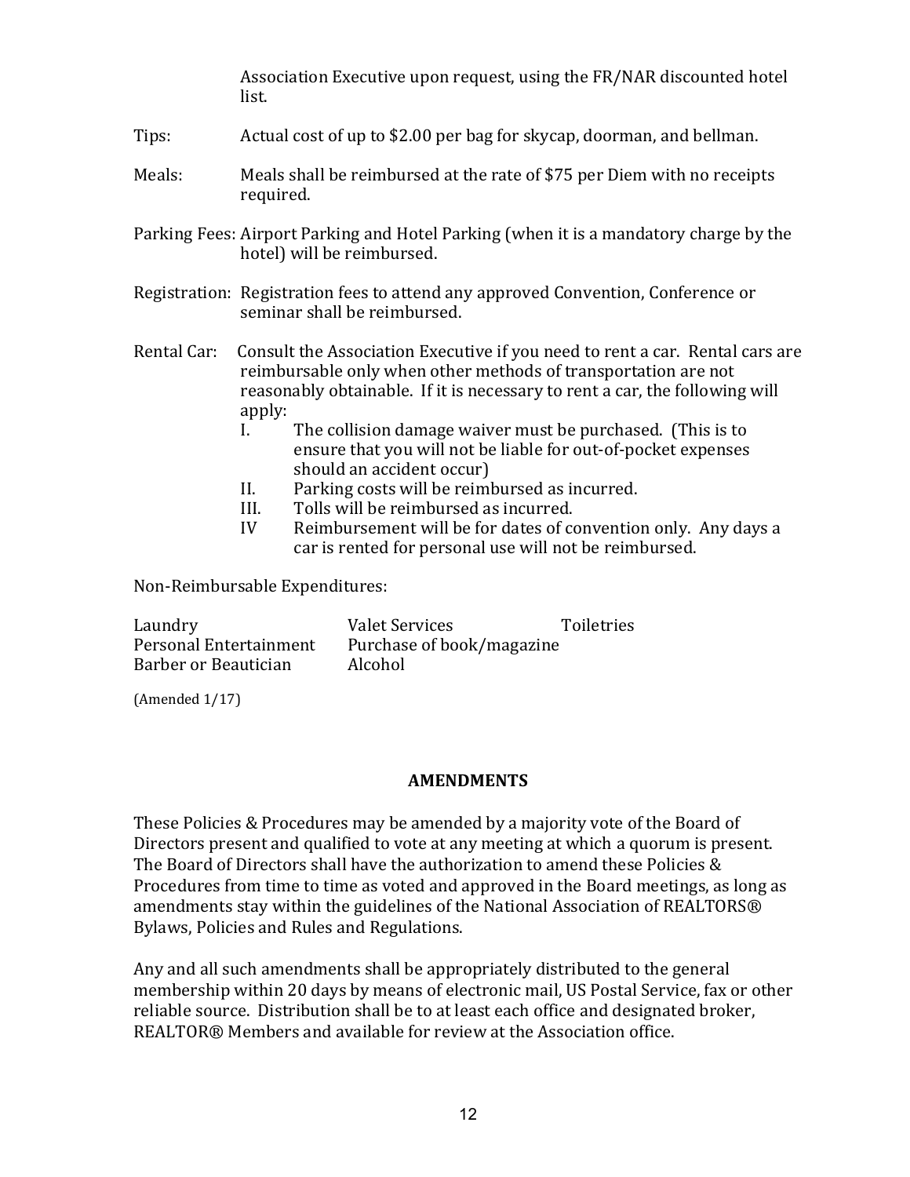Association Executive upon request, using the FR/NAR discounted hotel list.

Tips: Actual cost of up to $2.00 per bag for skycap, doorman, and bellman.

Meals: Meals shall be reimbursed at the rate of $75 per Diem with no receipts required.

Parking Fees: Airport Parking and Hotel Parking (when it is a mandatory charge by the hotel) will be reimbursed.

Registration: Registration fees to attend any approved Convention, Conference or seminar shall be reimbursed.

Rental Car: Consult the Association Executive if you need to rent a car. Rental cars are reimbursable only when other methods of transportation are not reasonably obtainable. If it is necessary to rent a car, the following will apply:

- I. The collision damage waiver must be purchased. (This is to ensure that you will not be liable for out-of-pocket expenses should an accident occur)
- II. Parking costs will be reimbursed as incurred.
- III. Tolls will be reimbursed as incurred.
- IV Reimbursement will be for dates of convention only. Any days a car is rented for personal use will not be reimbursed.

Non-Reimbursable Expenditures:

| | | |
|---|---|---|
| Laundry | Valet Services | Toiletries |
| Personal Entertainment | Purchase of book/magazine | |
| Barber or Beautician | Alcohol | |

(Amended 1/17)

## AMENDMENTS

These Policies & Procedures may be amended by a majority vote of the Board of Directors present and qualified to vote at any meeting at which a quorum is present. The Board of Directors shall have the authorization to amend these Policies & Procedures from time to time as voted and approved in the Board meetings, as long as amendments stay within the guidelines of the National Association of REALTORS® Bylaws, Policies and Rules and Regulations.

Any and all such amendments shall be appropriately distributed to the general membership within 20 days by means of electronic mail, US Postal Service, fax or other reliable source. Distribution shall be to at least each office and designated broker, REALTOR® Members and available for review at the Association office.